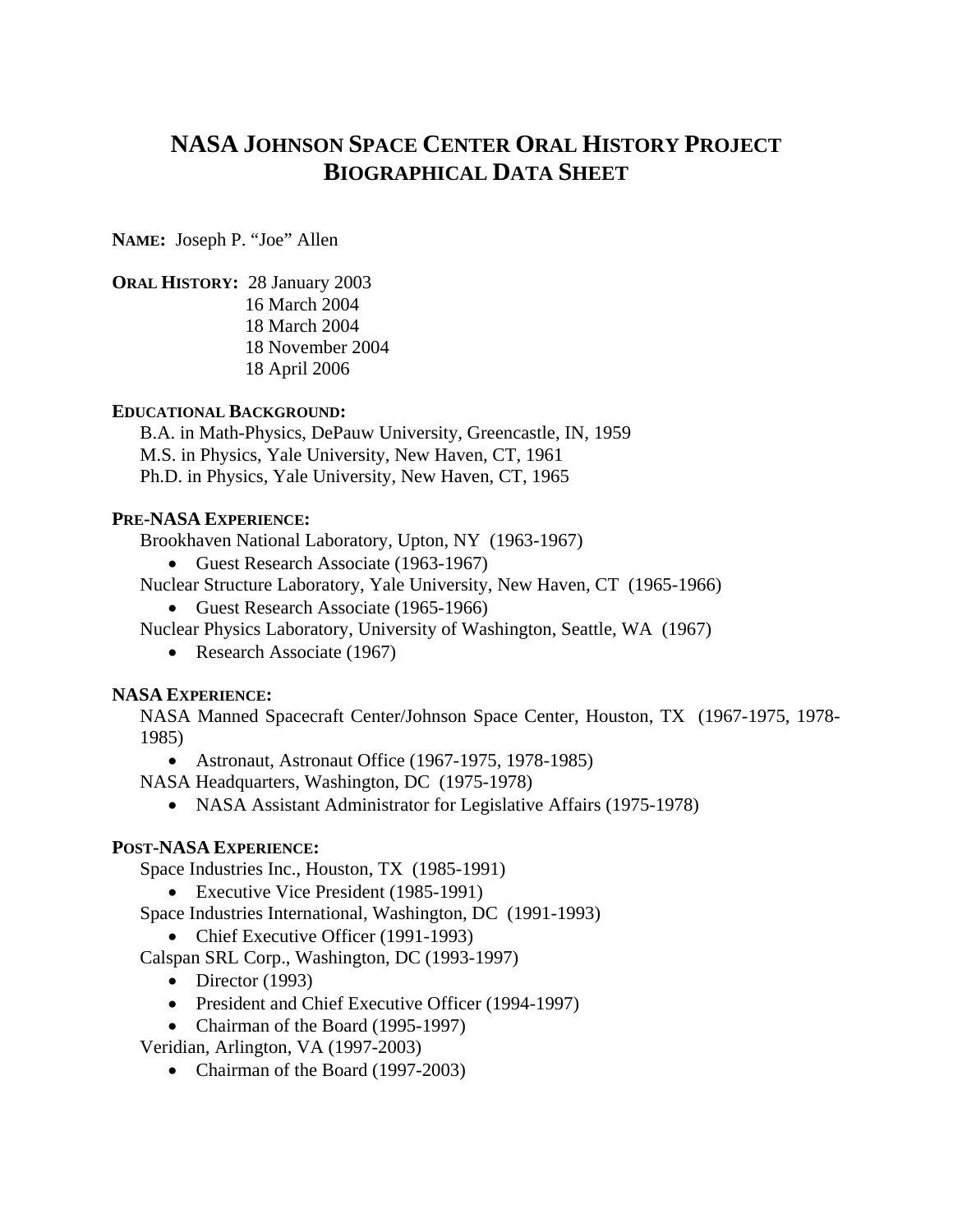# NASA JOHNSON SPACE CENTER ORAL HISTORY PROJECT BIOGRAPHICAL DATA SHEET

**NAME:** Joseph P. "Joe" Allen

**ORAL HISTORY:** 28 January 2003
16 March 2004
18 March 2004
18 November 2004
18 April 2006

**EDUCATIONAL BACKGROUND:**

B.A. in Math-Physics, DePauw University, Greencastle, IN, 1959
M.S. in Physics, Yale University, New Haven, CT, 1961
Ph.D. in Physics, Yale University, New Haven, CT, 1965

**PRE-NASA EXPERIENCE:**

Brookhaven National Laboratory, Upton, NY (1963-1967)

- Guest Research Associate (1963-1967)

Nuclear Structure Laboratory, Yale University, New Haven, CT (1965-1966)

- Guest Research Associate (1965-1966)

Nuclear Physics Laboratory, University of Washington, Seattle, WA (1967)

- Research Associate (1967)

**NASA EXPERIENCE:**

NASA Manned Spacecraft Center/Johnson Space Center, Houston, TX (1967-1975, 1978-1985)

- Astronaut, Astronaut Office (1967-1975, 1978-1985)

NASA Headquarters, Washington, DC (1975-1978)

- NASA Assistant Administrator for Legislative Affairs (1975-1978)

**POST-NASA EXPERIENCE:**

Space Industries Inc., Houston, TX (1985-1991)

- Executive Vice President (1985-1991)

Space Industries International, Washington, DC (1991-1993)

- Chief Executive Officer (1991-1993)

Calspan SRL Corp., Washington, DC (1993-1997)

- Director (1993)
- President and Chief Executive Officer (1994-1997)
- Chairman of the Board (1995-1997)

Veridian, Arlington, VA (1997-2003)

- Chairman of the Board (1997-2003)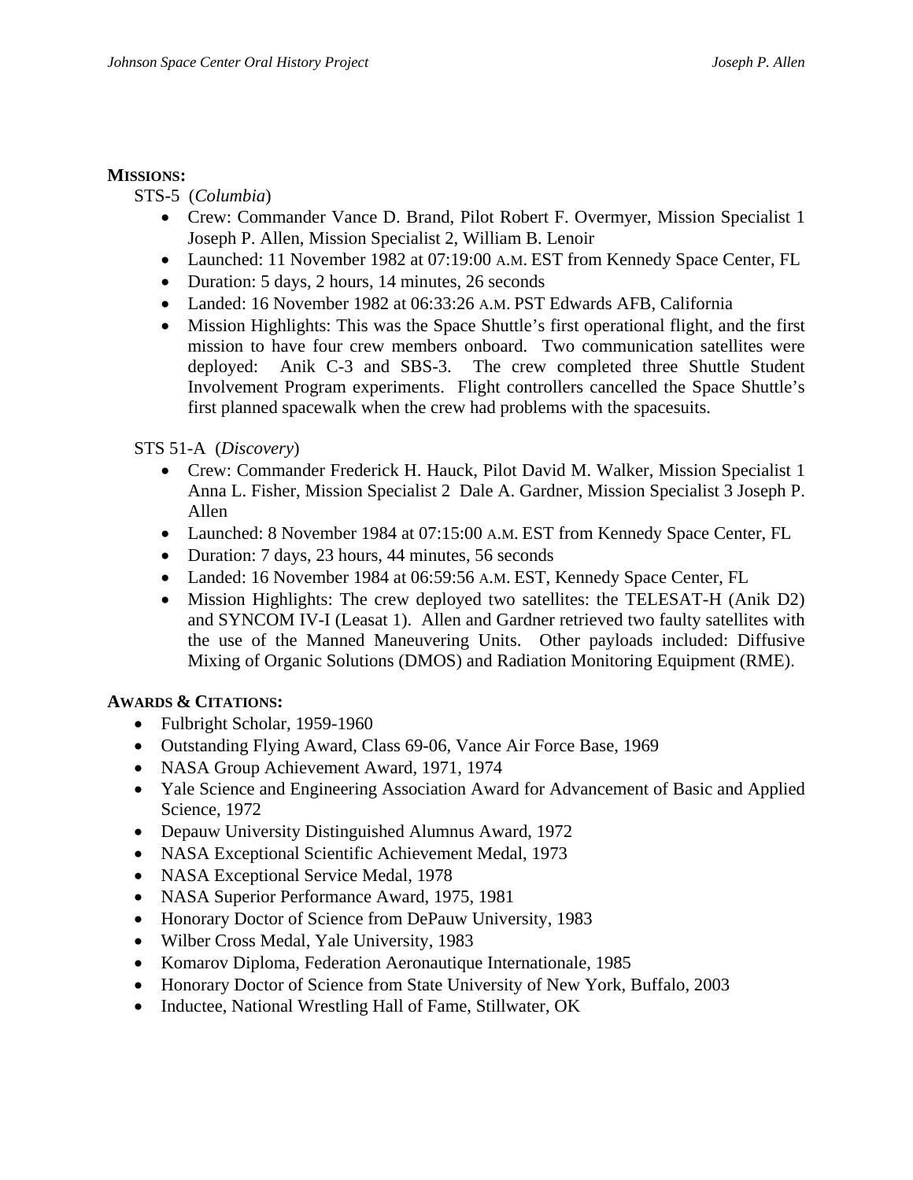**MISSIONS:**

STS-5 (*Columbia*)

- Crew: Commander Vance D. Brand, Pilot Robert F. Overmyer, Mission Specialist 1 Joseph P. Allen, Mission Specialist 2, William B. Lenoir
- Launched: 11 November 1982 at 07:19:00 A.M. EST from Kennedy Space Center, FL
- Duration: 5 days, 2 hours, 14 minutes, 26 seconds
- Landed: 16 November 1982 at 06:33:26 A.M. PST Edwards AFB, California
- Mission Highlights: This was the Space Shuttle's first operational flight, and the first mission to have four crew members onboard. Two communication satellites were deployed: Anik C-3 and SBS-3. The crew completed three Shuttle Student Involvement Program experiments. Flight controllers cancelled the Space Shuttle's first planned spacewalk when the crew had problems with the spacesuits.

STS 51-A (*Discovery*)

- Crew: Commander Frederick H. Hauck, Pilot David M. Walker, Mission Specialist 1 Anna L. Fisher, Mission Specialist 2 Dale A. Gardner, Mission Specialist 3 Joseph P. Allen
- Launched: 8 November 1984 at 07:15:00 A.M. EST from Kennedy Space Center, FL
- Duration: 7 days, 23 hours, 44 minutes, 56 seconds
- Landed: 16 November 1984 at 06:59:56 A.M. EST, Kennedy Space Center, FL
- Mission Highlights: The crew deployed two satellites: the TELESAT-H (Anik D2) and SYNCOM IV-I (Leasat 1). Allen and Gardner retrieved two faulty satellites with the use of the Manned Maneuvering Units. Other payloads included: Diffusive Mixing of Organic Solutions (DMOS) and Radiation Monitoring Equipment (RME).

**AWARDS & CITATIONS:**

- Fulbright Scholar, 1959-1960
- Outstanding Flying Award, Class 69-06, Vance Air Force Base, 1969
- NASA Group Achievement Award, 1971, 1974
- Yale Science and Engineering Association Award for Advancement of Basic and Applied Science, 1972
- Depauw University Distinguished Alumnus Award, 1972
- NASA Exceptional Scientific Achievement Medal, 1973
- NASA Exceptional Service Medal, 1978
- NASA Superior Performance Award, 1975, 1981
- Honorary Doctor of Science from DePauw University, 1983
- Wilber Cross Medal, Yale University, 1983
- Komarov Diploma, Federation Aeronautique Internationale, 1985
- Honorary Doctor of Science from State University of New York, Buffalo, 2003
- Inductee, National Wrestling Hall of Fame, Stillwater, OK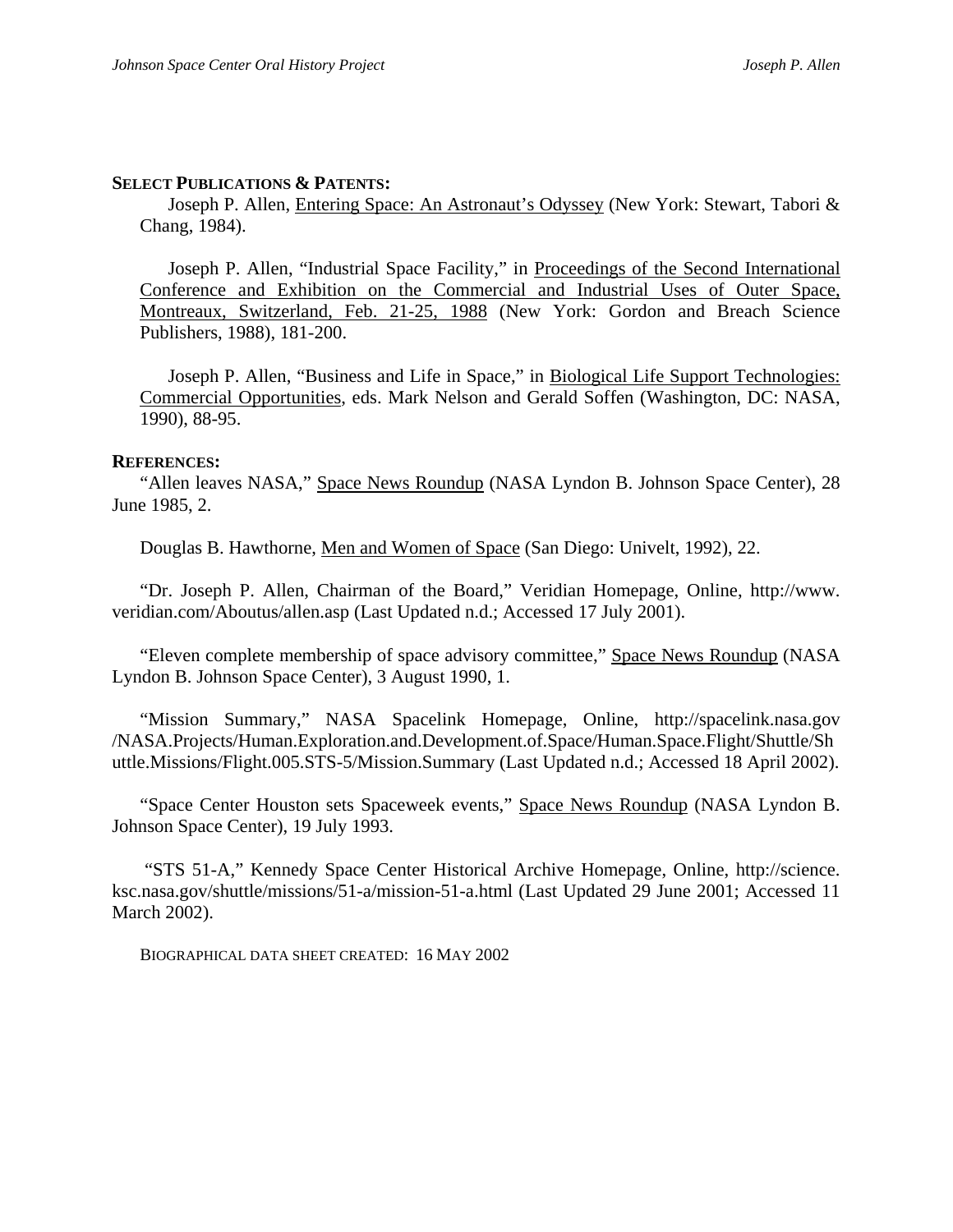**SELECT PUBLICATIONS & PATENTS:**

Joseph P. Allen, Entering Space: An Astronaut's Odyssey (New York: Stewart, Tabori & Chang, 1984).

Joseph P. Allen, "Industrial Space Facility," in Proceedings of the Second International Conference and Exhibition on the Commercial and Industrial Uses of Outer Space, Montreaux, Switzerland, Feb. 21-25, 1988 (New York: Gordon and Breach Science Publishers, 1988), 181-200.

Joseph P. Allen, "Business and Life in Space," in Biological Life Support Technologies: Commercial Opportunities, eds. Mark Nelson and Gerald Soffen (Washington, DC: NASA, 1990), 88-95.

**REFERENCES:**

"Allen leaves NASA," Space News Roundup (NASA Lyndon B. Johnson Space Center), 28 June 1985, 2.

Douglas B. Hawthorne, Men and Women of Space (San Diego: Univelt, 1992), 22.

"Dr. Joseph P. Allen, Chairman of the Board," Veridian Homepage, Online, http://www.veridian.com/Aboutus/allen.asp (Last Updated n.d.; Accessed 17 July 2001).

"Eleven complete membership of space advisory committee," Space News Roundup (NASA Lyndon B. Johnson Space Center), 3 August 1990, 1.

"Mission Summary," NASA Spacelink Homepage, Online, http://spacelink.nasa.gov/NASA.Projects/Human.Exploration.and.Development.of.Space/Human.Space.Flight/Shuttle/Shuttle.Missions/Flight.005.STS-5/Mission.Summary (Last Updated n.d.; Accessed 18 April 2002).

"Space Center Houston sets Spaceweek events," Space News Roundup (NASA Lyndon B. Johnson Space Center), 19 July 1993.

"STS 51-A," Kennedy Space Center Historical Archive Homepage, Online, http://science.ksc.nasa.gov/shuttle/missions/51-a/mission-51-a.html (Last Updated 29 June 2001; Accessed 11 March 2002).

BIOGRAPHICAL DATA SHEET CREATED: 16 MAY 2002